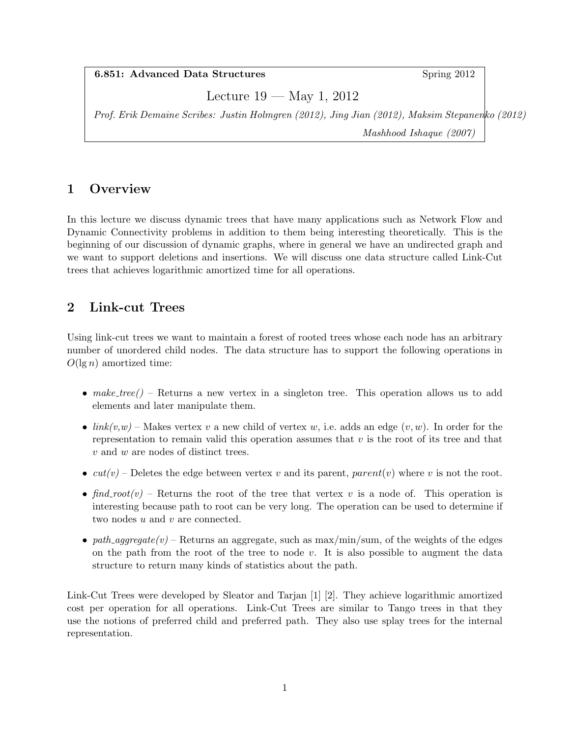**6.851: Advanced Data Structures** Spring 2012

Lecture 19 — May 1, 2012

*Prof. Erik Demaine Scribes: Justin Holmgren (2012), Jing Jian (2012), Maksim Stepanenko (2012) Mashhood Ishaque (2007)*

## 1 Overview

In this lecture we discuss dynamic trees that have many applications such as Network Flow and Dynamic Connectivity problems in addition to them being interesting theoretically. This is the beginning of our discussion of dynamic graphs, where in general we have an undirected graph and we want to support deletions and insertions. We will discuss one data structure called Link-Cut trees that achieves logarithmic amortized time for all operations.

## 2 Link-cut Trees

Using link-cut trees we want to maintain a forest of rooted trees whose each node has an arbitrary number of unordered child nodes. The data structure has to support the following operations in $O(\lg n)$ amortized time:

- *make_tree()* – Returns a new vertex in a singleton tree. This operation allows us to add elements and later manipulate them.
- *link(v,w)* – Makes vertex $v$ a new child of vertex $w$, i.e. adds an edge $(v, w)$. In order for the representation to remain valid this operation assumes that $v$ is the root of its tree and that $v$ and $w$ are nodes of distinct trees.
- *cut(v)* – Deletes the edge between vertex $v$ and its parent, $parent(v)$ where $v$ is not the root.
- *find_root(v)* – Returns the root of the tree that vertex $v$ is a node of. This operation is interesting because path to root can be very long. The operation can be used to determine if two nodes $u$ and $v$ are connected.
- *path_aggregate(v)* – Returns an aggregate, such as max/min/sum, of the weights of the edges on the path from the root of the tree to node $v$. It is also possible to augment the data structure to return many kinds of statistics about the path.

Link-Cut Trees were developed by Sleator and Tarjan [1] [2]. They achieve logarithmic amortized cost per operation for all operations. Link-Cut Trees are similar to Tango trees in that they use the notions of preferred child and preferred path. They also use splay trees for the internal representation.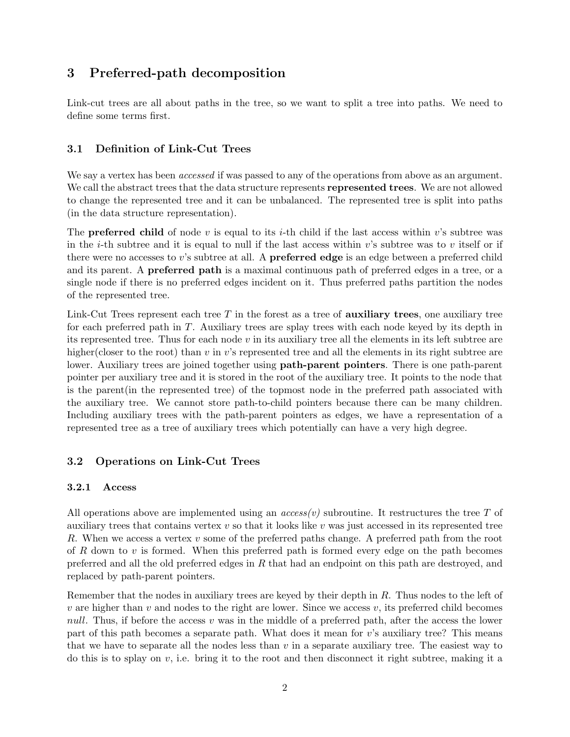# 3 Preferred-path decomposition

Link-cut trees are all about paths in the tree, so we want to split a tree into paths. We need to define some terms first.

## 3.1 Definition of Link-Cut Trees

We say a vertex has been *accessed* if was passed to any of the operations from above as an argument. We call the abstract trees that the data structure represents **represented trees**. We are not allowed to change the represented tree and it can be unbalanced. The represented tree is split into paths (in the data structure representation).

The **preferred child** of node $v$ is equal to its $i$-th child if the last access within $v$'s subtree was in the $i$-th subtree and it is equal to null if the last access within $v$'s subtree was to $v$ itself or if there were no accesses to $v$'s subtree at all. A **preferred edge** is an edge between a preferred child and its parent. A **preferred path** is a maximal continuous path of preferred edges in a tree, or a single node if there is no preferred edges incident on it. Thus preferred paths partition the nodes of the represented tree.

Link-Cut Trees represent each tree $T$ in the forest as a tree of **auxiliary trees**, one auxiliary tree for each preferred path in $T$. Auxiliary trees are splay trees with each node keyed by its depth in its represented tree. Thus for each node $v$ in its auxiliary tree all the elements in its left subtree are higher(closer to the root) than $v$ in $v$'s represented tree and all the elements in its right subtree are lower. Auxiliary trees are joined together using **path-parent pointers**. There is one path-parent pointer per auxiliary tree and it is stored in the root of the auxiliary tree. It points to the node that is the parent(in the represented tree) of the topmost node in the preferred path associated with the auxiliary tree. We cannot store path-to-child pointers because there can be many children. Including auxiliary trees with the path-parent pointers as edges, we have a representation of a represented tree as a tree of auxiliary trees which potentially can have a very high degree.

## 3.2 Operations on Link-Cut Trees

### 3.2.1 Access

All operations above are implemented using an *access(v)* subroutine. It restructures the tree $T$ of auxiliary trees that contains vertex $v$ so that it looks like $v$ was just accessed in its represented tree $R$. When we access a vertex $v$ some of the preferred paths change. A preferred path from the root of $R$ down to $v$ is formed. When this preferred path is formed every edge on the path becomes preferred and all the old preferred edges in $R$ that had an endpoint on this path are destroyed, and replaced by path-parent pointers.

Remember that the nodes in auxiliary trees are keyed by their depth in $R$. Thus nodes to the left of $v$ are higher than $v$ and nodes to the right are lower. Since we access $v$, its preferred child becomes *null*. Thus, if before the access $v$ was in the middle of a preferred path, after the access the lower part of this path becomes a separate path. What does it mean for $v$'s auxiliary tree? This means that we have to separate all the nodes less than $v$ in a separate auxiliary tree. The easiest way to do this is to splay on $v$, i.e. bring it to the root and then disconnect it right subtree, making it a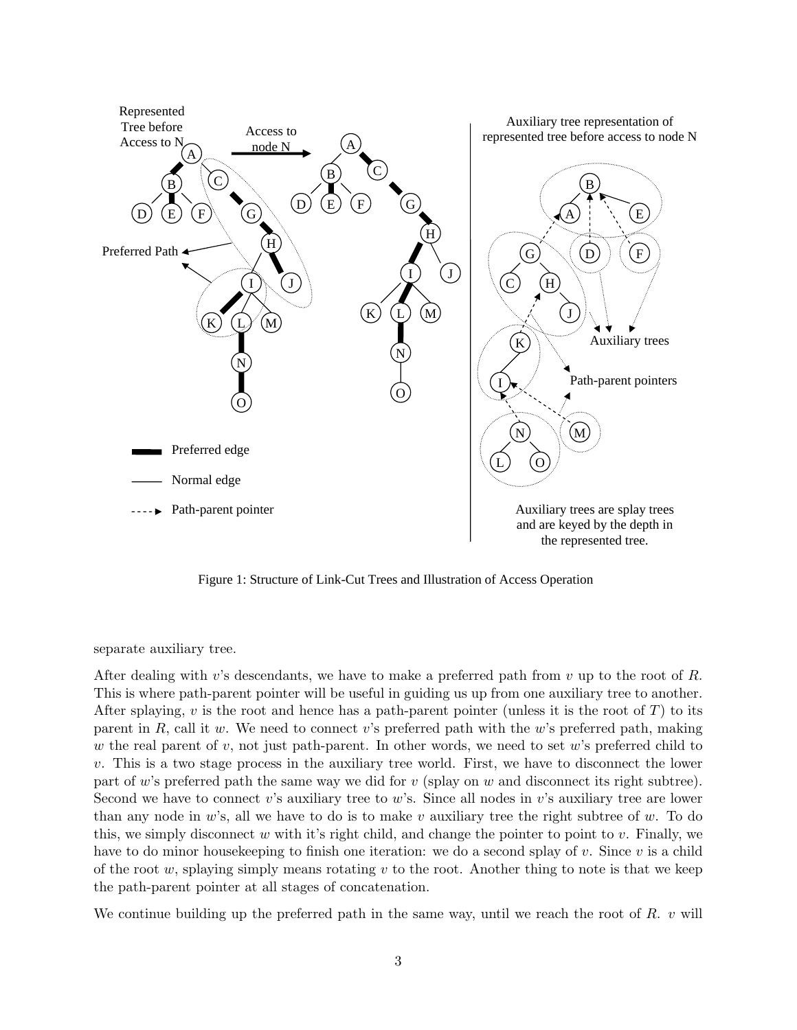Figure 1: Structure of Link-Cut Trees and Illustration of Access Operation

separate auxiliary tree.

After dealing with $v$'s descendants, we have to make a preferred path from $v$ up to the root of $R$. This is where path-parent pointer will be useful in guiding us up from one auxiliary tree to another. After splaying, $v$ is the root and hence has a path-parent pointer (unless it is the root of $T$) to its parent in $R$, call it $w$. We need to connect $v$'s preferred path with the $w$'s preferred path, making $w$ the real parent of $v$, not just path-parent. In other words, we need to set $w$'s preferred child to $v$. This is a two stage process in the auxiliary tree world. First, we have to disconnect the lower part of $w$'s preferred path the same way we did for $v$ (splay on $w$ and disconnect its right subtree). Second we have to connect $v$'s auxiliary tree to $w$'s. Since all nodes in $v$'s auxiliary tree are lower than any node in $w$'s, all we have to do is to make $v$ auxiliary tree the right subtree of $w$. To do this, we simply disconnect $w$ with it's right child, and change the pointer to point to $v$. Finally, we have to do minor housekeeping to finish one iteration: we do a second splay of $v$. Since $v$ is a child of the root $w$, splaying simply means rotating $v$ to the root. Another thing to note is that we keep the path-parent pointer at all stages of concatenation.

We continue building up the preferred path in the same way, until we reach the root of $R$. $v$ will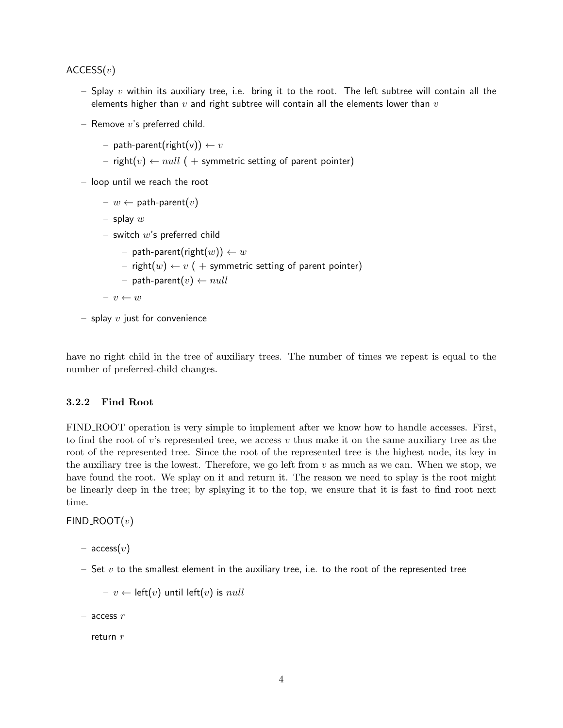ACCESS($v$)

- Splay $v$ within its auxiliary tree, i.e. bring it to the root. The left subtree will contain all the elements higher than $v$ and right subtree will contain all the elements lower than $v$
- Remove $v$'s preferred child.
  - path-parent(right(v)) $\leftarrow v$
  - right($v$) $\leftarrow null$ ( + symmetric setting of parent pointer)
- loop until we reach the root
  - $w \leftarrow$ path-parent($v$)
  - splay $w$
  - switch $w$'s preferred child
    - path-parent(right($w$)) $\leftarrow w$
    - right($w$) $\leftarrow v$ ( + symmetric setting of parent pointer)
    - path-parent($v$) $\leftarrow null$
  - $v \leftarrow w$
- splay $v$ just for convenience

have no right child in the tree of auxiliary trees. The number of times we repeat is equal to the number of preferred-child changes.

### 3.2.2 Find Root

FIND_ROOT operation is very simple to implement after we know how to handle accesses. First, to find the root of $v$'s represented tree, we access $v$ thus make it on the same auxiliary tree as the root of the represented tree. Since the root of the represented tree is the highest node, its key in the auxiliary tree is the lowest. Therefore, we go left from $v$ as much as we can. When we stop, we have found the root. We splay on it and return it. The reason we need to splay is the root might be linearly deep in the tree; by splaying it to the top, we ensure that it is fast to find root next time.

FIND_ROOT($v$)

- access($v$)
- Set $v$ to the smallest element in the auxiliary tree, i.e. to the root of the represented tree
  - $v \leftarrow$ left($v$) until left($v$) is $null$
- access $r$
- return $r$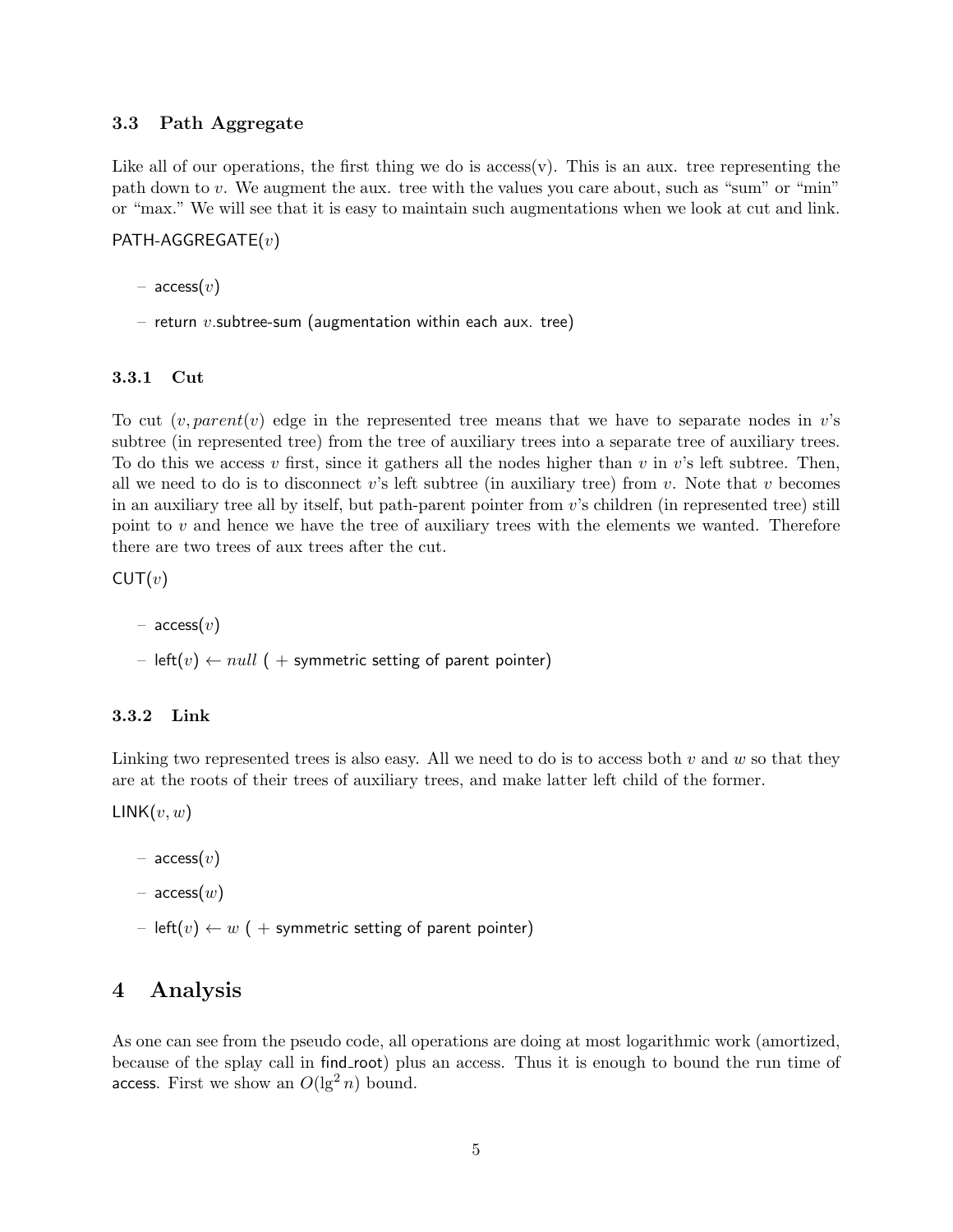### 3.3 Path Aggregate

Like all of our operations, the first thing we do is access(v). This is an aux. tree representing the path down to $v$. We augment the aux. tree with the values you care about, such as "sum" or "min" or "max." We will see that it is easy to maintain such augmentations when we look at cut and link.

PATH-AGGREGATE($v$)

- access($v$)
- return $v$.subtree-sum (augmentation within each aux. tree)

#### 3.3.1 Cut

To cut $(v, parent(v))$ edge in the represented tree means that we have to separate nodes in $v$'s subtree (in represented tree) from the tree of auxiliary trees into a separate tree of auxiliary trees. To do this we access $v$ first, since it gathers all the nodes higher than $v$ in $v$'s left subtree. Then, all we need to do is to disconnect $v$'s left subtree (in auxiliary tree) from $v$. Note that $v$ becomes in an auxiliary tree all by itself, but path-parent pointer from $v$'s children (in represented tree) still point to $v$ and hence we have the tree of auxiliary trees with the elements we wanted. Therefore there are two trees of aux trees after the cut.

CUT($v$)

- access($v$)
- left($v$) $\leftarrow null$ ( + symmetric setting of parent pointer)

#### 3.3.2 Link

Linking two represented trees is also easy. All we need to do is to access both $v$ and $w$ so that they are at the roots of their trees of auxiliary trees, and make latter left child of the former.

LINK($v, w$)

- access($v$)
- access($w$)
- left($v$) $\leftarrow w$ ( + symmetric setting of parent pointer)

## 4 Analysis

As one can see from the pseudo code, all operations are doing at most logarithmic work (amortized, because of the splay call in find_root) plus an access. Thus it is enough to bound the run time of access. First we show an $O(\lg^2 n)$ bound.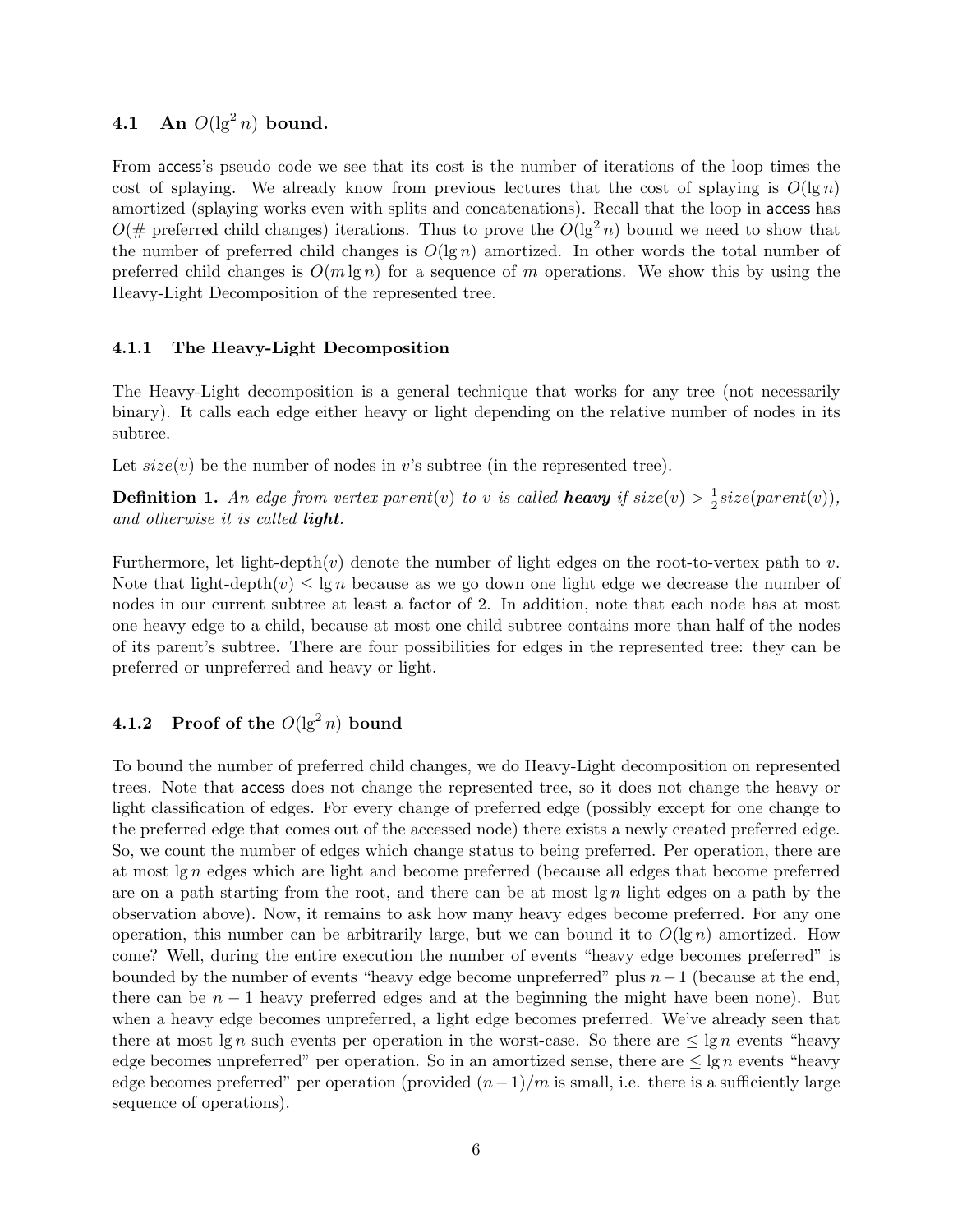### 4.1 An $O(\lg^2 n)$ bound.

From access's pseudo code we see that its cost is the number of iterations of the loop times the cost of splaying. We already know from previous lectures that the cost of splaying is $O(\lg n)$ amortized (splaying works even with splits and concatenations). Recall that the loop in access has $O(\#$ preferred child changes$)$ iterations. Thus to prove the $O(\lg^2 n)$ bound we need to show that the number of preferred child changes is $O(\lg n)$ amortized. In other words the total number of preferred child changes is $O(m \lg n)$ for a sequence of $m$ operations. We show this by using the Heavy-Light Decomposition of the represented tree.

#### 4.1.1 The Heavy-Light Decomposition

The Heavy-Light decomposition is a general technique that works for any tree (not necessarily binary). It calls each edge either heavy or light depending on the relative number of nodes in its subtree.

Let $size(v)$ be the number of nodes in $v$'s subtree (in the represented tree).

**Definition 1.** *An edge from vertex $parent(v)$ to $v$ is called* ***heavy*** *if $size(v) > \frac{1}{2}size(parent(v))$, and otherwise it is called* ***light****.*

Furthermore, let light-depth$(v)$ denote the number of light edges on the root-to-vertex path to $v$. Note that light-depth$(v) \leq \lg n$ because as we go down one light edge we decrease the number of nodes in our current subtree at least a factor of 2. In addition, note that each node has at most one heavy edge to a child, because at most one child subtree contains more than half of the nodes of its parent's subtree. There are four possibilities for edges in the represented tree: they can be preferred or unpreferred and heavy or light.

#### 4.1.2 Proof of the $O(\lg^2 n)$ bound

To bound the number of preferred child changes, we do Heavy-Light decomposition on represented trees. Note that access does not change the represented tree, so it does not change the heavy or light classification of edges. For every change of preferred edge (possibly except for one change to the preferred edge that comes out of the accessed node) there exists a newly created preferred edge. So, we count the number of edges which change status to being preferred. Per operation, there are at most $\lg n$ edges which are light and become preferred (because all edges that become preferred are on a path starting from the root, and there can be at most $\lg n$ light edges on a path by the observation above). Now, it remains to ask how many heavy edges become preferred. For any one operation, this number can be arbitrarily large, but we can bound it to $O(\lg n)$ amortized. How come? Well, during the entire execution the number of events "heavy edge becomes preferred" is bounded by the number of events "heavy edge become unpreferred" plus $n-1$ (because at the end, there can be $n-1$ heavy preferred edges and at the beginning the might have been none). But when a heavy edge becomes unpreferred, a light edge becomes preferred. We've already seen that there at most $\lg n$ such events per operation in the worst-case. So there are $\leq \lg n$ events "heavy edge becomes unpreferred" per operation. So in an amortized sense, there are $\leq \lg n$ events "heavy edge becomes preferred" per operation (provided $(n-1)/m$ is small, i.e. there is a sufficiently large sequence of operations).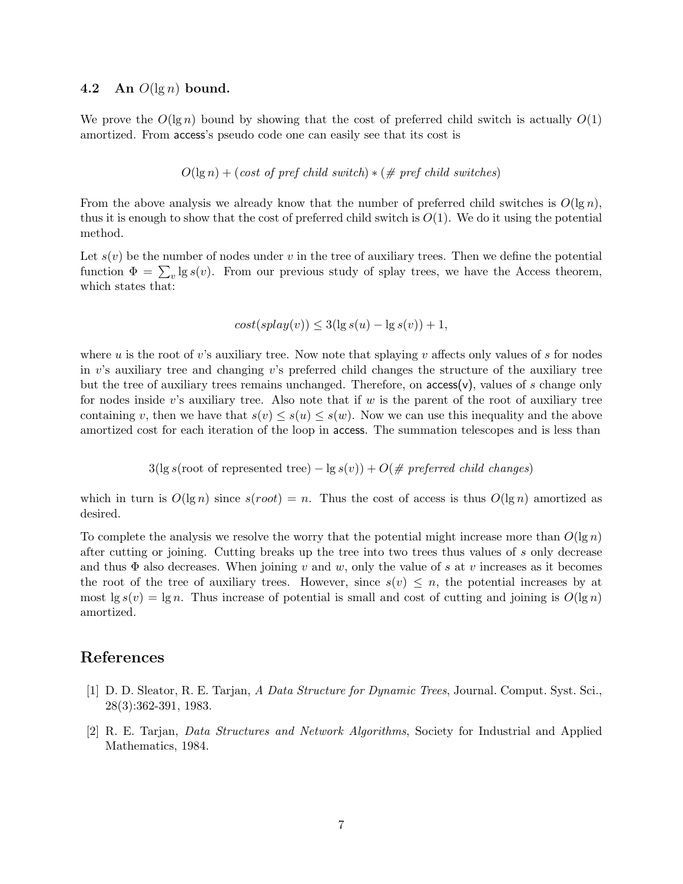### 4.2 An $O(\lg n)$ bound.

We prove the $O(\lg n)$ bound by showing that the cost of preferred child switch is actually $O(1)$ amortized. From access's pseudo code one can easily see that its cost is

$$O(\lg n) + (\textit{cost of pref child switch}) * (\textit{\# pref child switches})$$

From the above analysis we already know that the number of preferred child switches is $O(\lg n)$, thus it is enough to show that the cost of preferred child switch is $O(1)$. We do it using the potential method.

Let $s(v)$ be the number of nodes under $v$ in the tree of auxiliary trees. Then we define the potential function $\Phi = \sum_v \lg s(v)$. From our previous study of splay trees, we have the Access theorem, which states that:

$$\textit{cost}(\textit{splay}(v)) \leq 3(\lg s(u) - \lg s(v)) + 1,$$

where $u$ is the root of $v$'s auxiliary tree. Now note that splaying $v$ affects only values of $s$ for nodes in $v$'s auxiliary tree and changing $v$'s preferred child changes the structure of the auxiliary tree but the tree of auxiliary trees remains unchanged. Therefore, on access(v), values of $s$ change only for nodes inside $v$'s auxiliary tree. Also note that if $w$ is the parent of the root of auxiliary tree containing $v$, then we have that $s(v) \leq s(u) \leq s(w)$. Now we can use this inequality and the above amortized cost for each iteration of the loop in access. The summation telescopes and is less than

$$3(\lg s(\text{root of represented tree}) - \lg s(v)) + O(\textit{\# preferred child changes})$$

which in turn is $O(\lg n)$ since $s(\textit{root}) = n$. Thus the cost of access is thus $O(\lg n)$ amortized as desired.

To complete the analysis we resolve the worry that the potential might increase more than $O(\lg n)$ after cutting or joining. Cutting breaks up the tree into two trees thus values of $s$ only decrease and thus $\Phi$ also decreases. When joining $v$ and $w$, only the value of $s$ at $v$ increases as it becomes the root of the tree of auxiliary trees. However, since $s(v) \leq n$, the potential increases by at most $\lg s(v) = \lg n$. Thus increase of potential is small and cost of cutting and joining is $O(\lg n)$ amortized.

## References

[1] D. D. Sleator, R. E. Tarjan, *A Data Structure for Dynamic Trees*, Journal. Comput. Syst. Sci., 28(3):362-391, 1983.

[2] R. E. Tarjan, *Data Structures and Network Algorithms*, Society for Industrial and Applied Mathematics, 1984.